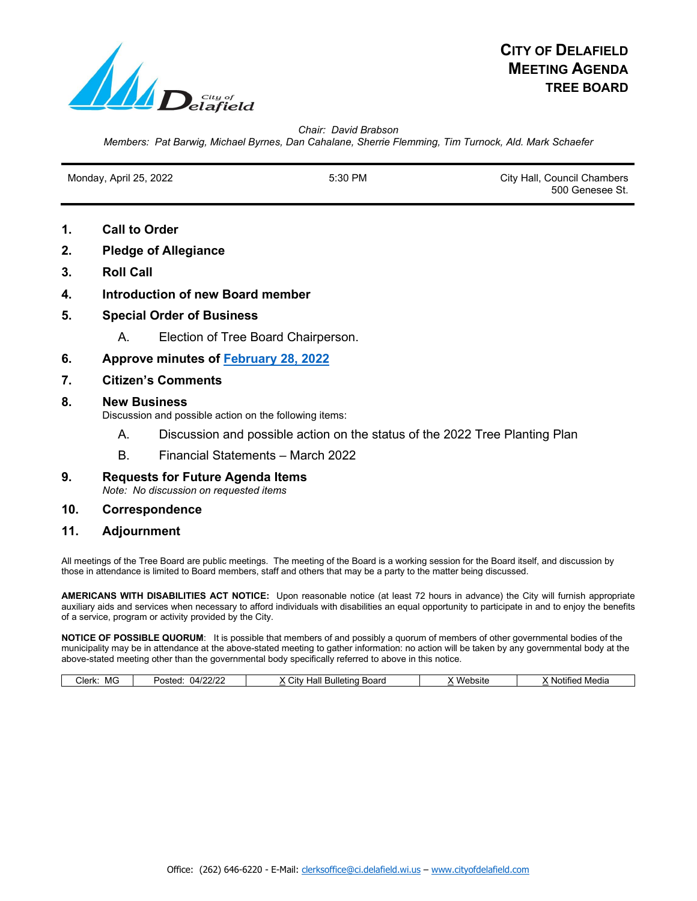# City of Delafield Meeting Agenda
## TREE BOARD

*Chair: David Brabson*
*Members: Pat Barwig, Michael Byrnes, Dan Cahalane, Sherrie Flemming, Tim Turnock, Ald. Mark Schaefer*

| Monday, April 25, 2022 | 5:30 PM | City Hall, Council Chambers 500 Genesee St. |
|---|---|---|

1. **Call to Order**
2. **Pledge of Allegiance**
3. **Roll Call**
4. **Introduction of new Board member**
5. **Special Order of Business**
   A. Election of Tree Board Chairperson.
6. **Approve minutes of February 28, 2022**
7. **Citizen's Comments**
8. **New Business**
   Discussion and possible action on the following items:
   A. Discussion and possible action on the status of the 2022 Tree Planting Plan
   B. Financial Statements – March 2022
9. **Requests for Future Agenda Items**
   *Note: No discussion on requested items*
10. **Correspondence**
11. **Adjournment**

All meetings of the Tree Board are public meetings. The meeting of the Board is a working session for the Board itself, and discussion by those in attendance is limited to Board members, staff and others that may be a party to the matter being discussed.

**AMERICANS WITH DISABILITIES ACT NOTICE:** Upon reasonable notice (at least 72 hours in advance) the City will furnish appropriate auxiliary aids and services when necessary to afford individuals with disabilities an equal opportunity to participate in and to enjoy the benefits of a service, program or activity provided by the City.

**NOTICE OF POSSIBLE QUORUM**: It is possible that members of and possibly a quorum of members of other governmental bodies of the municipality may be in attendance at the above-stated meeting to gather information: no action will be taken by any governmental body at the above-stated meeting other than the governmental body specifically referred to above in this notice.

| Clerk: MG | Posted: 04/22/22 | X City Hall Bulleting Board | X Website | X Notified Media |
|---|---|---|---|---|

Office: (262) 646-6220 - E-Mail: clerksoffice@ci.delafield.wi.us – www.cityofdelafield.com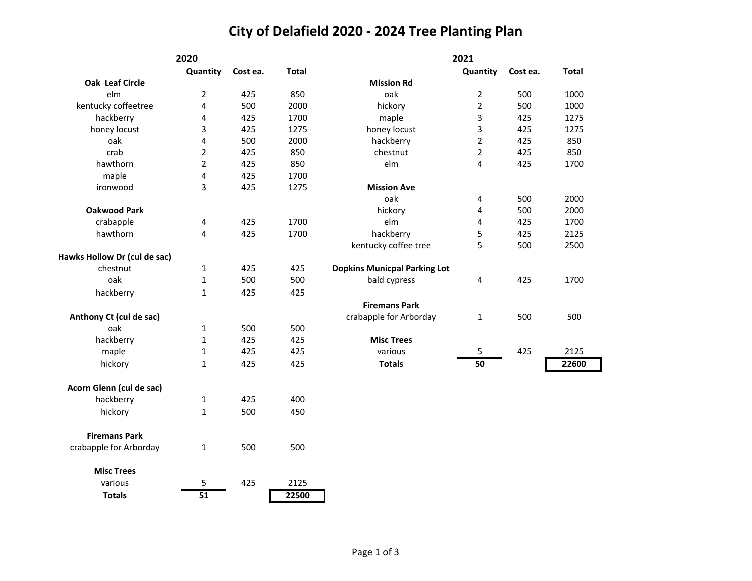# City of Delafield 2020 - 2024 Tree Planting Plan

## 2020

| | Quantity | Cost ea. | Total |
|---|---|---|---|
| **Oak Leaf Circle** | | | |
| elm | 2 | 425 | 850 |
| kentucky coffeetree | 4 | 500 | 2000 |
| hackberry | 4 | 425 | 1700 |
| honey locust | 3 | 425 | 1275 |
| oak | 4 | 500 | 2000 |
| crab | 2 | 425 | 850 |
| hawthorn | 2 | 425 | 850 |
| maple | 4 | 425 | 1700 |
| ironwood | 3 | 425 | 1275 |
| **Oakwood Park** | | | |
| crabapple | 4 | 425 | 1700 |
| hawthorn | 4 | 425 | 1700 |
| **Hawks Hollow Dr (cul de sac)** | | | |
| chestnut | 1 | 425 | 425 |
| oak | 1 | 500 | 500 |
| hackberry | 1 | 425 | 425 |
| **Anthony Ct (cul de sac)** | | | |
| oak | 1 | 500 | 500 |
| hackberry | 1 | 425 | 425 |
| maple | 1 | 425 | 425 |
| hickory | 1 | 425 | 425 |
| **Acorn Glenn (cul de sac)** | | | |
| hackberry | 1 | 425 | 400 |
| hickory | 1 | 500 | 450 |
| **Firemans Park** | | | |
| crabapple for Arborday | 1 | 500 | 500 |
| **Misc Trees** | | | |
| various | 5 | 425 | 2125 |
| **Totals** | **51** | | **22500** |

## 2021

| | Quantity | Cost ea. | Total |
|---|---|---|---|
| **Mission Rd** | | | |
| oak | 2 | 500 | 1000 |
| hickory | 2 | 500 | 1000 |
| maple | 3 | 425 | 1275 |
| honey locust | 3 | 425 | 1275 |
| hackberry | 2 | 425 | 850 |
| chestnut | 2 | 425 | 850 |
| elm | 4 | 425 | 1700 |
| **Mission Ave** | | | |
| oak | 4 | 500 | 2000 |
| hickory | 4 | 500 | 2000 |
| elm | 4 | 425 | 1700 |
| hackberry | 5 | 425 | 2125 |
| kentucky coffee tree | 5 | 500 | 2500 |
| **Dopkins Municpal Parking Lot** | | | |
| bald cypress | 4 | 425 | 1700 |
| **Firemans Park** | | | |
| crabapple for Arborday | 1 | 500 | 500 |
| **Misc Trees** | | | |
| various | 5 | 425 | 2125 |
| **Totals** | **50** | | **22600** |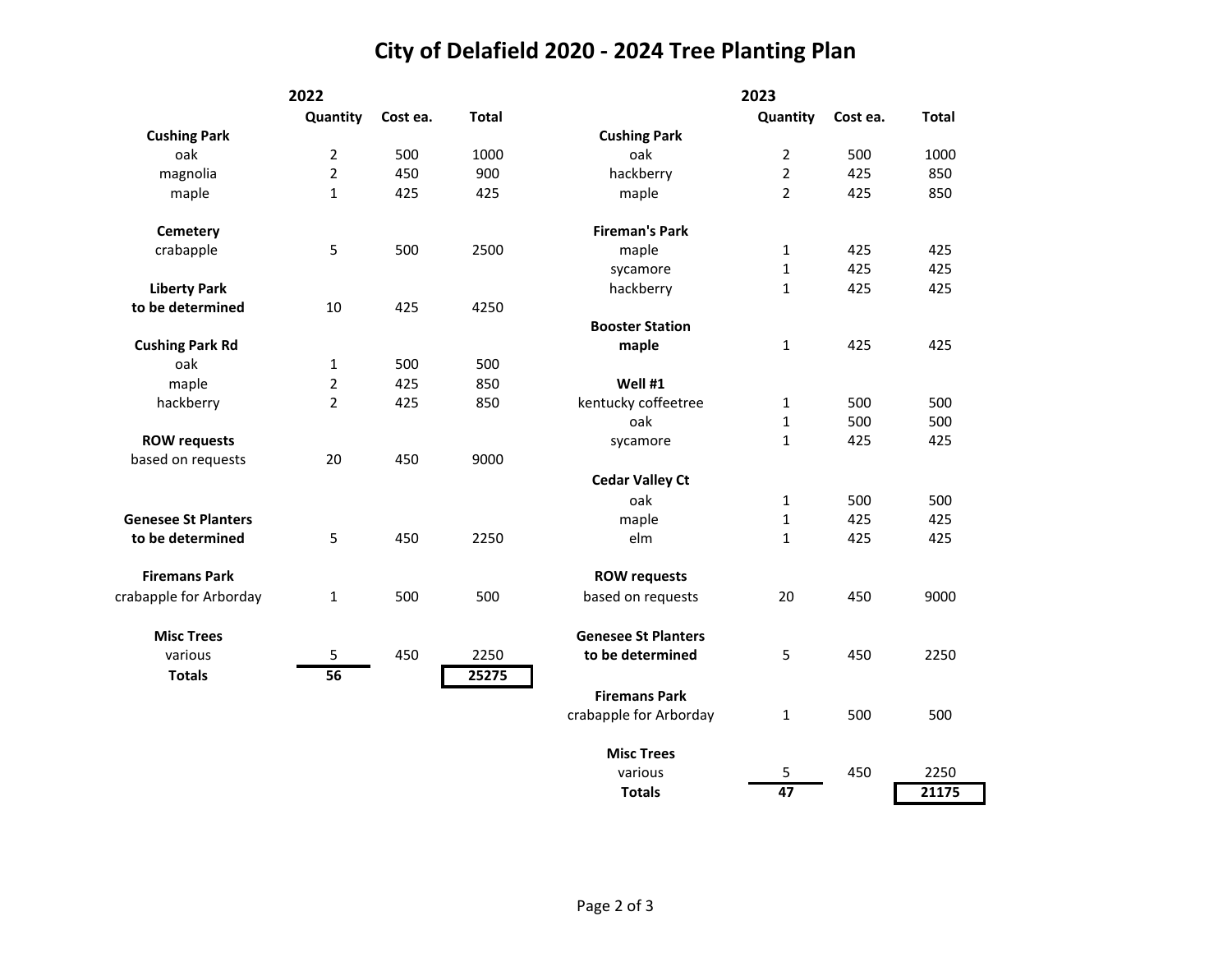# City of Delafield 2020 - 2024 Tree Planting Plan

## 2022

| | Quantity | Cost ea. | Total |
|---|---|---|---|
| **Cushing Park** | | | |
| oak | 2 | 500 | 1000 |
| magnolia | 2 | 450 | 900 |
| maple | 1 | 425 | 425 |
| **Cemetery** | | | |
| crabapple | 5 | 500 | 2500 |
| **Liberty Park** | | | |
| **to be determined** | 10 | 425 | 4250 |
| **Cushing Park Rd** | | | |
| oak | 1 | 500 | 500 |
| maple | 2 | 425 | 850 |
| hackberry | 2 | 425 | 850 |
| **ROW requests** | | | |
| based on requests | 20 | 450 | 9000 |
| **Genesee St Planters** | | | |
| **to be determined** | 5 | 450 | 2250 |
| **Firemans Park** | | | |
| crabapple for Arborday | 1 | 500 | 500 |
| **Misc Trees** | | | |
| various | 5 | 450 | 2250 |
| **Totals** | **56** | | **25275** |

## 2023

| | Quantity | Cost ea. | Total |
|---|---|---|---|
| **Cushing Park** | | | |
| oak | 2 | 500 | 1000 |
| hackberry | 2 | 425 | 850 |
| maple | 2 | 425 | 850 |
| **Fireman's Park** | | | |
| maple | 1 | 425 | 425 |
| sycamore | 1 | 425 | 425 |
| hackberry | 1 | 425 | 425 |
| **Booster Station** | | | |
| **maple** | 1 | 425 | 425 |
| **Well #1** | | | |
| kentucky coffeetree | 1 | 500 | 500 |
| oak | 1 | 500 | 500 |
| sycamore | 1 | 425 | 425 |
| **Cedar Valley Ct** | | | |
| oak | 1 | 500 | 500 |
| maple | 1 | 425 | 425 |
| elm | 1 | 425 | 425 |
| **ROW requests** | | | |
| based on requests | 20 | 450 | 9000 |
| **Genesee St Planters** | | | |
| **to be determined** | 5 | 450 | 2250 |
| **Firemans Park** | | | |
| crabapple for Arborday | 1 | 500 | 500 |
| **Misc Trees** | | | |
| various | 5 | 450 | 2250 |
| **Totals** | **47** | | **21175** |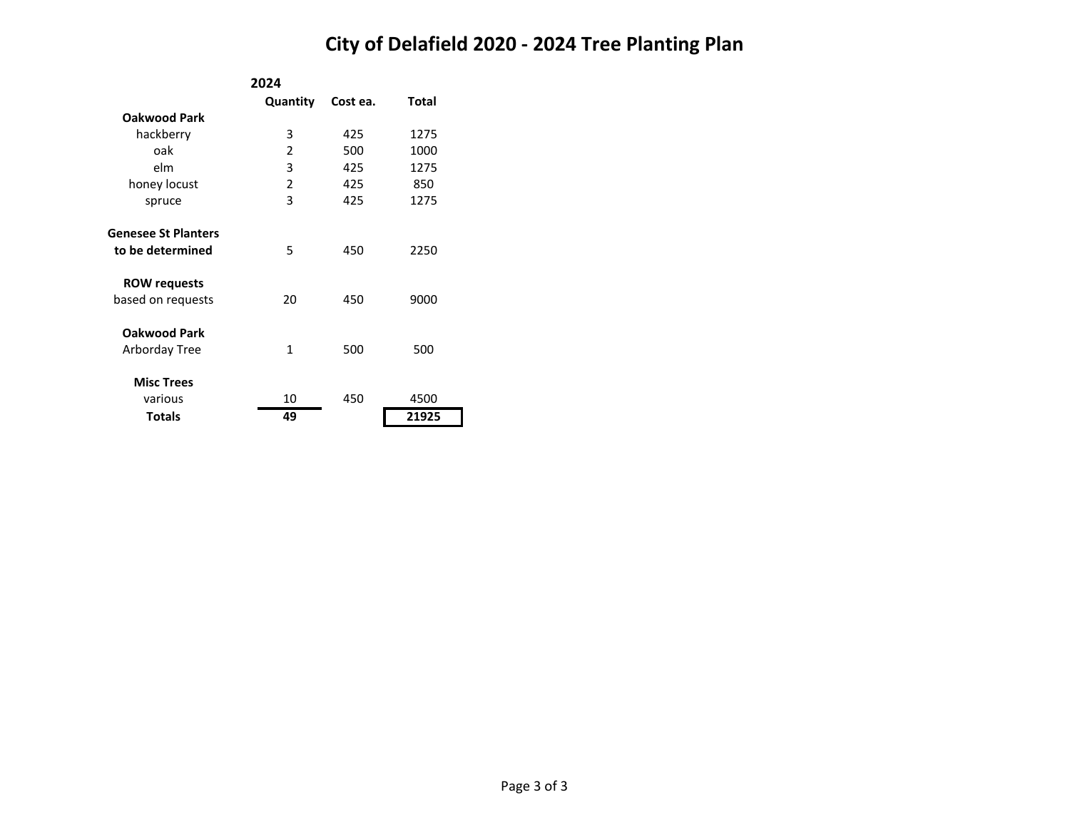# City of Delafield 2020 - 2024 Tree Planting Plan

| | 2024 | | |
|---|---|---|---|
| | Quantity | Cost ea. | Total |
| **Oakwood Park** | | | |
| hackberry | 3 | 425 | 1275 |
| oak | 2 | 500 | 1000 |
| elm | 3 | 425 | 1275 |
| honey locust | 2 | 425 | 850 |
| spruce | 3 | 425 | 1275 |
| | | | |
| **Genesee St Planters** | | | |
| **to be determined** | 5 | 450 | 2250 |
| | | | |
| **ROW requests** | | | |
| based on requests | 20 | 450 | 9000 |
| | | | |
| **Oakwood Park** | | | |
| Arborday Tree | 1 | 500 | 500 |
| | | | |
| **Misc Trees** | | | |
| various | 10 | 450 | 4500 |
| **Totals** | **49** | | **21925** |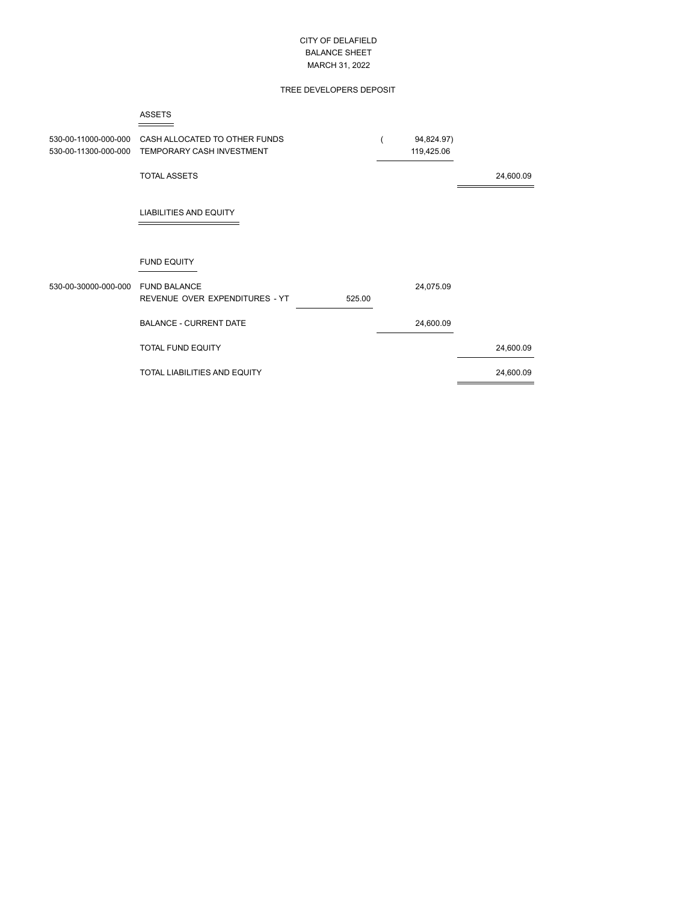# CITY OF DELAFIELD
## BALANCE SHEET
### MARCH 31, 2022

### TREE DEVELOPERS DEPOSIT

| Account | Description | | | |
|---|---|---|---|---|
| | **ASSETS** | | | |
| 530-00-11000-000-000 | CASH ALLOCATED TO OTHER FUNDS | | ( 94,824.97) | |
| 530-00-11300-000-000 | TEMPORARY CASH INVESTMENT | | 119,425.06 | |
| | TOTAL ASSETS | | | 24,600.09 |
| | **LIABILITIES AND EQUITY** | | | |
| | **FUND EQUITY** | | | |
| 530-00-30000-000-000 | FUND BALANCE | | 24,075.09 | |
| | REVENUE OVER EXPENDITURES - YT | 525.00 | | |
| | BALANCE - CURRENT DATE | | 24,600.09 | |
| | TOTAL FUND EQUITY | | | 24,600.09 |
| | TOTAL LIABILITIES AND EQUITY | | | 24,600.09 |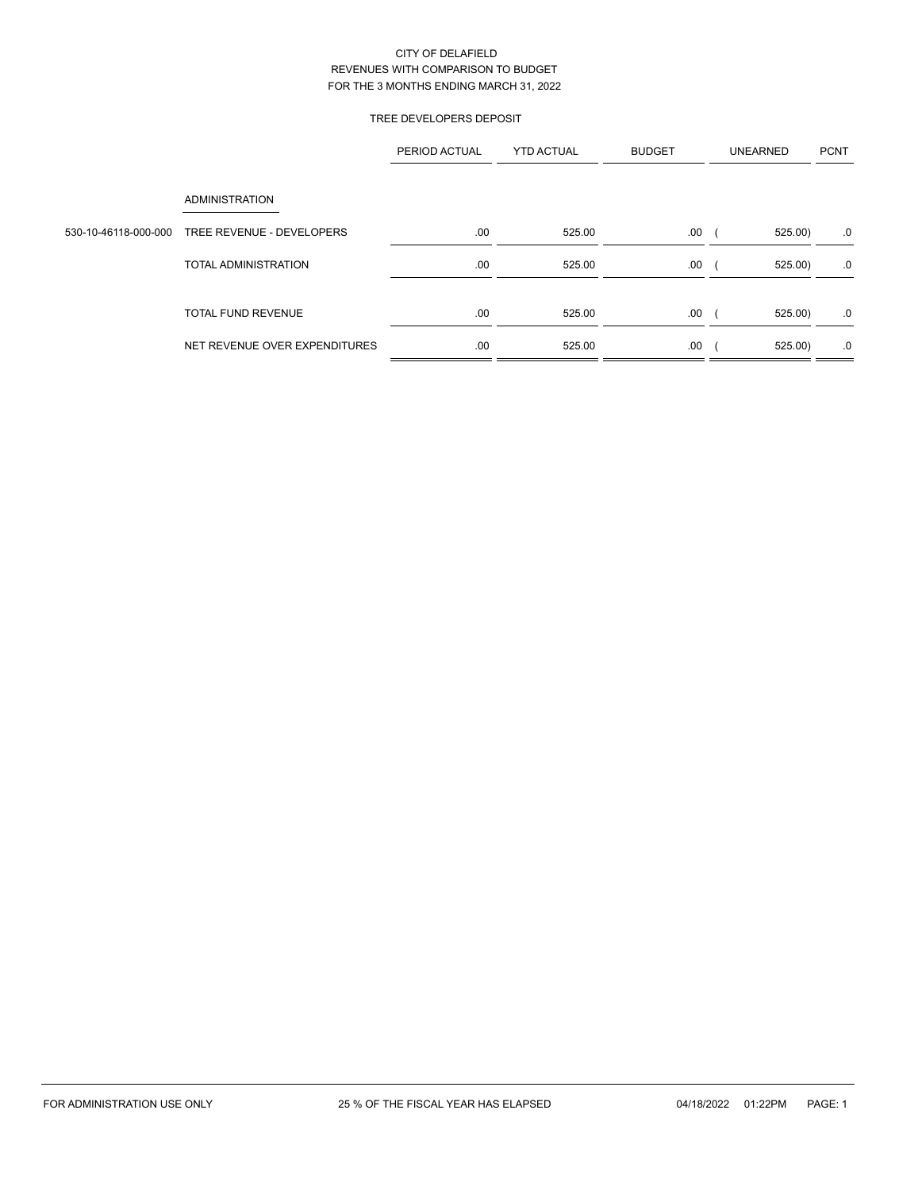CITY OF DELAFIELD
REVENUES WITH COMPARISON TO BUDGET
FOR THE 3 MONTHS ENDING MARCH 31, 2022

TREE DEVELOPERS DEPOSIT

| | | PERIOD ACTUAL | YTD ACTUAL | BUDGET | UNEARNED | PCNT |
|---|---|---|---|---|---|---|
| | ADMINISTRATION | | | | | |
| 530-10-46118-000-000 | TREE REVENUE - DEVELOPERS | .00 | 525.00 | .00 | ( 525.00) | .0 |
| | TOTAL ADMINISTRATION | .00 | 525.00 | .00 | ( 525.00) | .0 |
| | TOTAL FUND REVENUE | .00 | 525.00 | .00 | ( 525.00) | .0 |
| | NET REVENUE OVER EXPENDITURES | .00 | 525.00 | .00 | ( 525.00) | .0 |

FOR ADMINISTRATION USE ONLY    25 % OF THE FISCAL YEAR HAS ELAPSED    04/18/2022 01:22PM